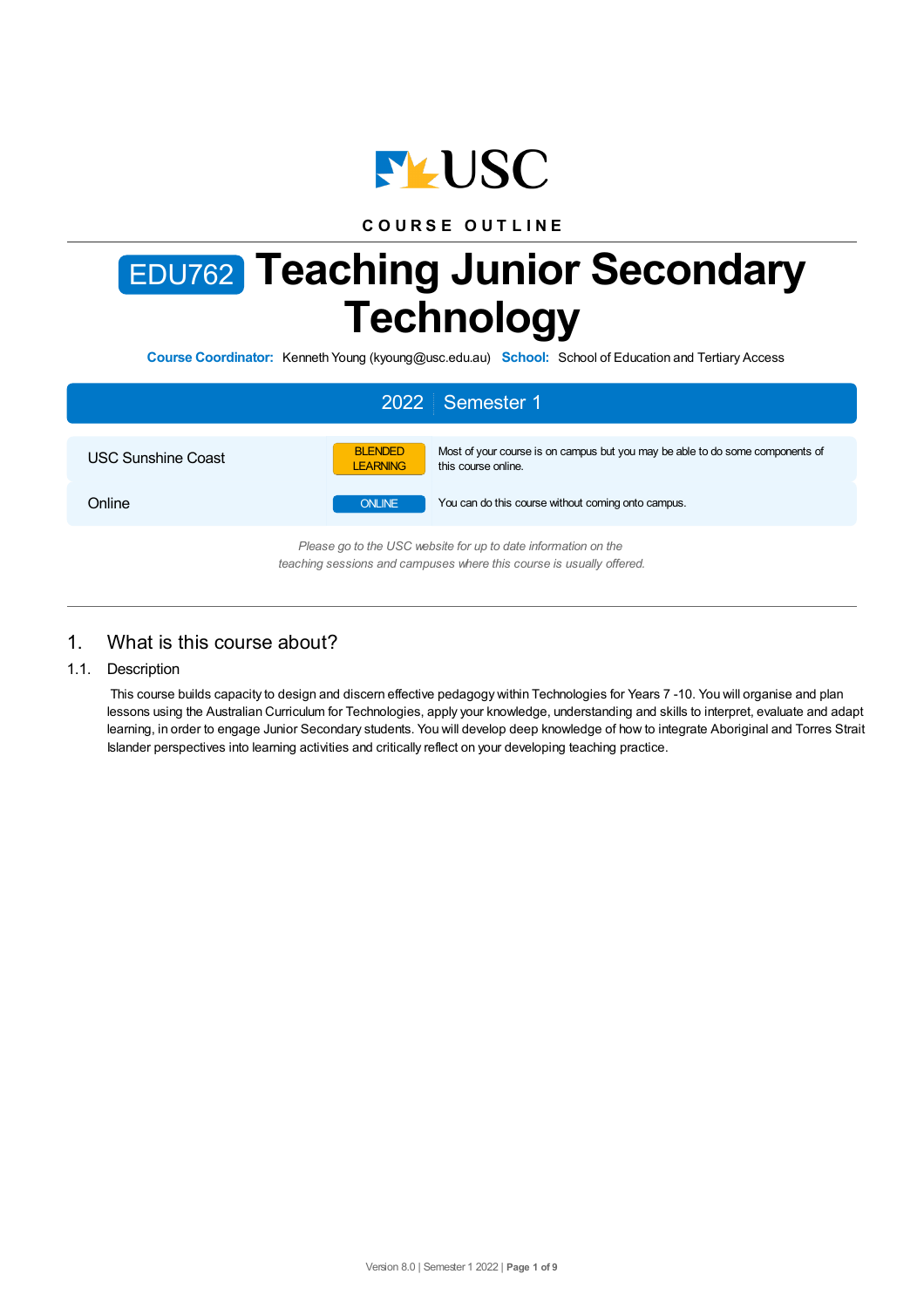COURSE OUTLINE

# EDU762 Teaching Junior Secondary Technology

**Course Coordinator:** Kenneth Young (kyoung@usc.edu.au) **School:** School of Education and Tertiary Access

## 2022 Semester 1

| | | |
|---|---|---|
| USC Sunshine Coast | BLENDED LEARNING | Most of your course is on campus but you may be able to do some components of this course online. |
| Online | ONLINE | You can do this course without coming onto campus. |

*Please go to the USC website for up to date information on the teaching sessions and campuses where this course is usually offered.*

## 1. What is this course about?

### 1.1. Description

This course builds capacity to design and discern effective pedagogy within Technologies for Years 7 -10. You will organise and plan lessons using the Australian Curriculum for Technologies, apply your knowledge, understanding and skills to interpret, evaluate and adapt learning, in order to engage Junior Secondary students. You will develop deep knowledge of how to integrate Aboriginal and Torres Strait Islander perspectives into learning activities and critically reflect on your developing teaching practice.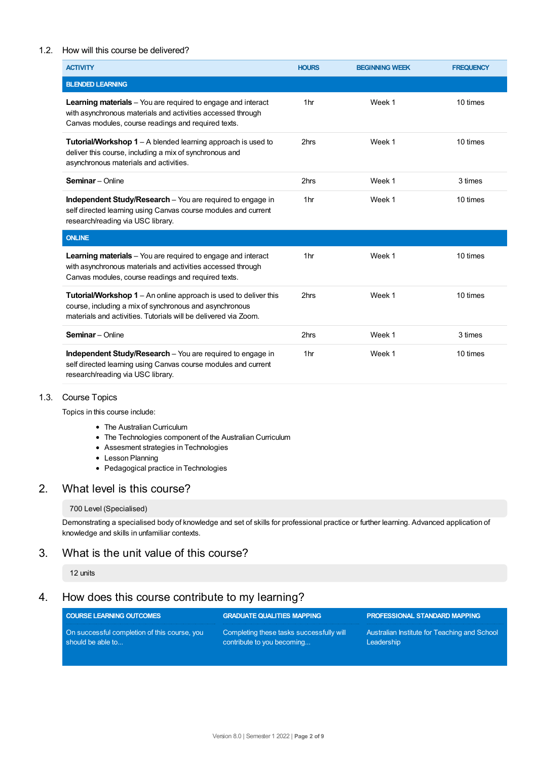### 1.2. How will this course be delivered?

| ACTIVITY | HOURS | BEGINNING WEEK | FREQUENCY |
|---|---|---|---|
| **BLENDED LEARNING** | | | |
| **Learning materials** – You are required to engage and interact with asynchronous materials and activities accessed through Canvas modules, course readings and required texts. | 1hr | Week 1 | 10 times |
| **Tutorial/Workshop 1** – A blended learning approach is used to deliver this course, including a mix of synchronous and asynchronous materials and activities. | 2hrs | Week 1 | 10 times |
| **Seminar** – Online | 2hrs | Week 1 | 3 times |
| **Independent Study/Research** – You are required to engage in self directed learning using Canvas course modules and current research/reading via USC library. | 1hr | Week 1 | 10 times |
| **ONLINE** | | | |
| **Learning materials** – You are required to engage and interact with asynchronous materials and activities accessed through Canvas modules, course readings and required texts. | 1hr | Week 1 | 10 times |
| **Tutorial/Workshop 1** – An online approach is used to deliver this course, including a mix of synchronous and asynchronous materials and activities. Tutorials will be delivered via Zoom. | 2hrs | Week 1 | 10 times |
| **Seminar** – Online | 2hrs | Week 1 | 3 times |
| **Independent Study/Research** – You are required to engage in self directed learning using Canvas course modules and current research/reading via USC library. | 1hr | Week 1 | 10 times |

### 1.3. Course Topics

Topics in this course include:

- The Australian Curriculum
- The Technologies component of the Australian Curriculum
- Assesment strategies in Technologies
- Lesson Planning
- Pedagogical practice in Technologies

## 2. What level is this course?

700 Level (Specialised)

Demonstrating a specialised body of knowledge and set of skills for professional practice or further learning. Advanced application of knowledge and skills in unfamiliar contexts.

## 3. What is the unit value of this course?

12 units

## 4. How does this course contribute to my learning?

| COURSE LEARNING OUTCOMES | GRADUATE QUALITIES MAPPING | PROFESSIONAL STANDARD MAPPING |
|---|---|---|
| On successful completion of this course, you should be able to... | Completing these tasks successfully will contribute to you becoming... | Australian Institute for Teaching and School Leadership |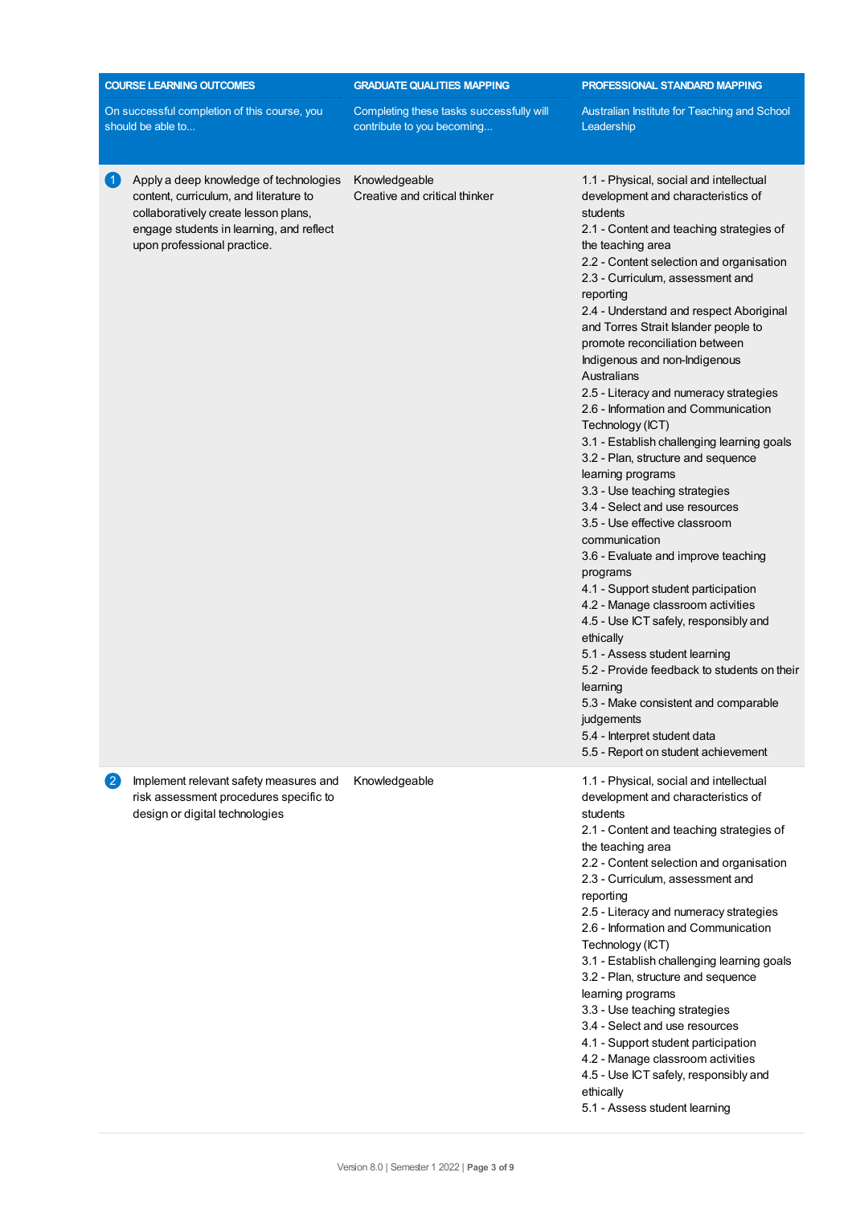| COURSE LEARNING OUTCOMES<br>On successful completion of this course, you should be able to... | GRADUATE QUALITIES MAPPING<br>Completing these tasks successfully will contribute to you becoming... | PROFESSIONAL STANDARD MAPPING<br>Australian Institute for Teaching and School Leadership |
|---|---|---|
| 1 Apply a deep knowledge of technologies content, curriculum, and literature to collaboratively create lesson plans, engage students in learning, and reflect upon professional practice. | Knowledgeable<br>Creative and critical thinker | 1.1 - Physical, social and intellectual development and characteristics of students<br>2.1 - Content and teaching strategies of the teaching area<br>2.2 - Content selection and organisation<br>2.3 - Curriculum, assessment and reporting<br>2.4 - Understand and respect Aboriginal and Torres Strait Islander people to promote reconciliation between Indigenous and non-Indigenous Australians<br>2.5 - Literacy and numeracy strategies<br>2.6 - Information and Communication Technology (ICT)<br>3.1 - Establish challenging learning goals<br>3.2 - Plan, structure and sequence learning programs<br>3.3 - Use teaching strategies<br>3.4 - Select and use resources<br>3.5 - Use effective classroom communication<br>3.6 - Evaluate and improve teaching programs<br>4.1 - Support student participation<br>4.2 - Manage classroom activities<br>4.5 - Use ICT safely, responsibly and ethically<br>5.1 - Assess student learning<br>5.2 - Provide feedback to students on their learning<br>5.3 - Make consistent and comparable judgements<br>5.4 - Interpret student data<br>5.5 - Report on student achievement |
| 2 Implement relevant safety measures and risk assessment procedures specific to design or digital technologies | Knowledgeable | 1.1 - Physical, social and intellectual development and characteristics of students<br>2.1 - Content and teaching strategies of the teaching area<br>2.2 - Content selection and organisation<br>2.3 - Curriculum, assessment and reporting<br>2.5 - Literacy and numeracy strategies<br>2.6 - Information and Communication Technology (ICT)<br>3.1 - Establish challenging learning goals<br>3.2 - Plan, structure and sequence learning programs<br>3.3 - Use teaching strategies<br>3.4 - Select and use resources<br>4.1 - Support student participation<br>4.2 - Manage classroom activities<br>4.5 - Use ICT safely, responsibly and ethically<br>5.1 - Assess student learning |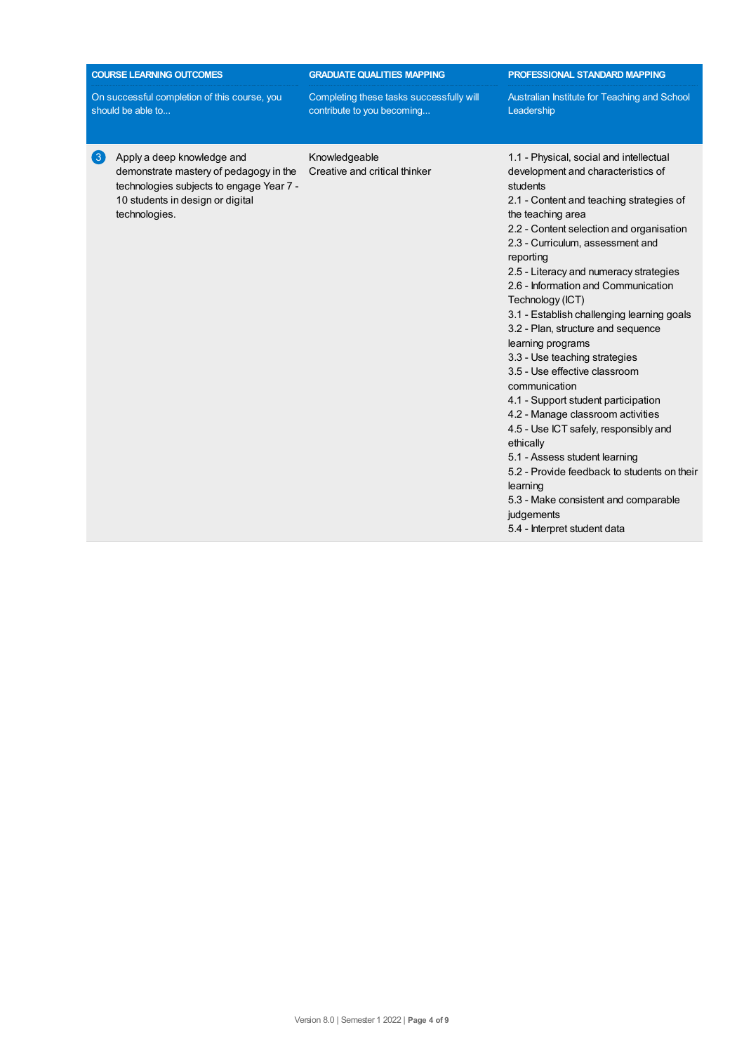| COURSE LEARNING OUTCOMES<br>On successful completion of this course, you should be able to... | GRADUATE QUALITIES MAPPING<br>Completing these tasks successfully will contribute to you becoming... | PROFESSIONAL STANDARD MAPPING<br>Australian Institute for Teaching and School Leadership |
| --- | --- | --- |
| 3 Apply a deep knowledge and demonstrate mastery of pedagogy in the technologies subjects to engage Year 7 - 10 students in design or digital technologies. | Knowledgeable<br>Creative and critical thinker | 1.1 - Physical, social and intellectual development and characteristics of students<br>2.1 - Content and teaching strategies of the teaching area<br>2.2 - Content selection and organisation<br>2.3 - Curriculum, assessment and reporting<br>2.5 - Literacy and numeracy strategies<br>2.6 - Information and Communication Technology (ICT)<br>3.1 - Establish challenging learning goals<br>3.2 - Plan, structure and sequence learning programs<br>3.3 - Use teaching strategies<br>3.5 - Use effective classroom communication<br>4.1 - Support student participation<br>4.2 - Manage classroom activities<br>4.5 - Use ICT safely, responsibly and ethically<br>5.1 - Assess student learning<br>5.2 - Provide feedback to students on their learning<br>5.3 - Make consistent and comparable judgements<br>5.4 - Interpret student data |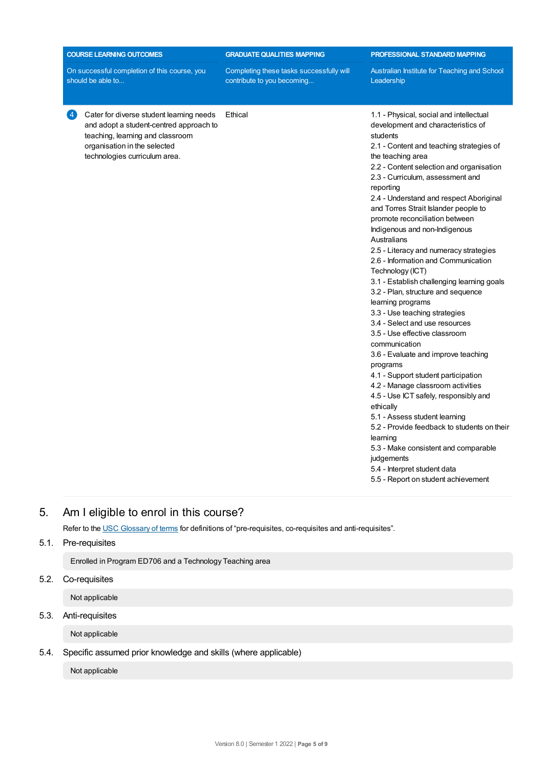| COURSE LEARNING OUTCOMES<br>On successful completion of this course, you should be able to... | GRADUATE QUALITIES MAPPING<br>Completing these tasks successfully will contribute to you becoming... | PROFESSIONAL STANDARD MAPPING<br>Australian Institute for Teaching and School Leadership |
|---|---|---|
| 4 Cater for diverse student learning needs and adopt a student-centred approach to teaching, learning and classroom organisation in the selected technologies curriculum area. | Ethical | 1.1 - Physical, social and intellectual development and characteristics of students<br>2.1 - Content and teaching strategies of the teaching area<br>2.2 - Content selection and organisation<br>2.3 - Curriculum, assessment and reporting<br>2.4 - Understand and respect Aboriginal and Torres Strait Islander people to promote reconciliation between Indigenous and non-Indigenous Australians<br>2.5 - Literacy and numeracy strategies<br>2.6 - Information and Communication Technology (ICT)<br>3.1 - Establish challenging learning goals<br>3.2 - Plan, structure and sequence learning programs<br>3.3 - Use teaching strategies<br>3.4 - Select and use resources<br>3.5 - Use effective classroom communication<br>3.6 - Evaluate and improve teaching programs<br>4.1 - Support student participation<br>4.2 - Manage classroom activities<br>4.5 - Use ICT safely, responsibly and ethically<br>5.1 - Assess student learning<br>5.2 - Provide feedback to students on their learning<br>5.3 - Make consistent and comparable judgements<br>5.4 - Interpret student data<br>5.5 - Report on student achievement |

# 5. Am I eligible to enrol in this course?

Refer to the USC Glossary of terms for definitions of "pre-requisites, co-requisites and anti-requisites".

## 5.1. Pre-requisites

Enrolled in Program ED706 and a Technology Teaching area

## 5.2. Co-requisites

Not applicable

## 5.3. Anti-requisites

Not applicable

## 5.4. Specific assumed prior knowledge and skills (where applicable)

Not applicable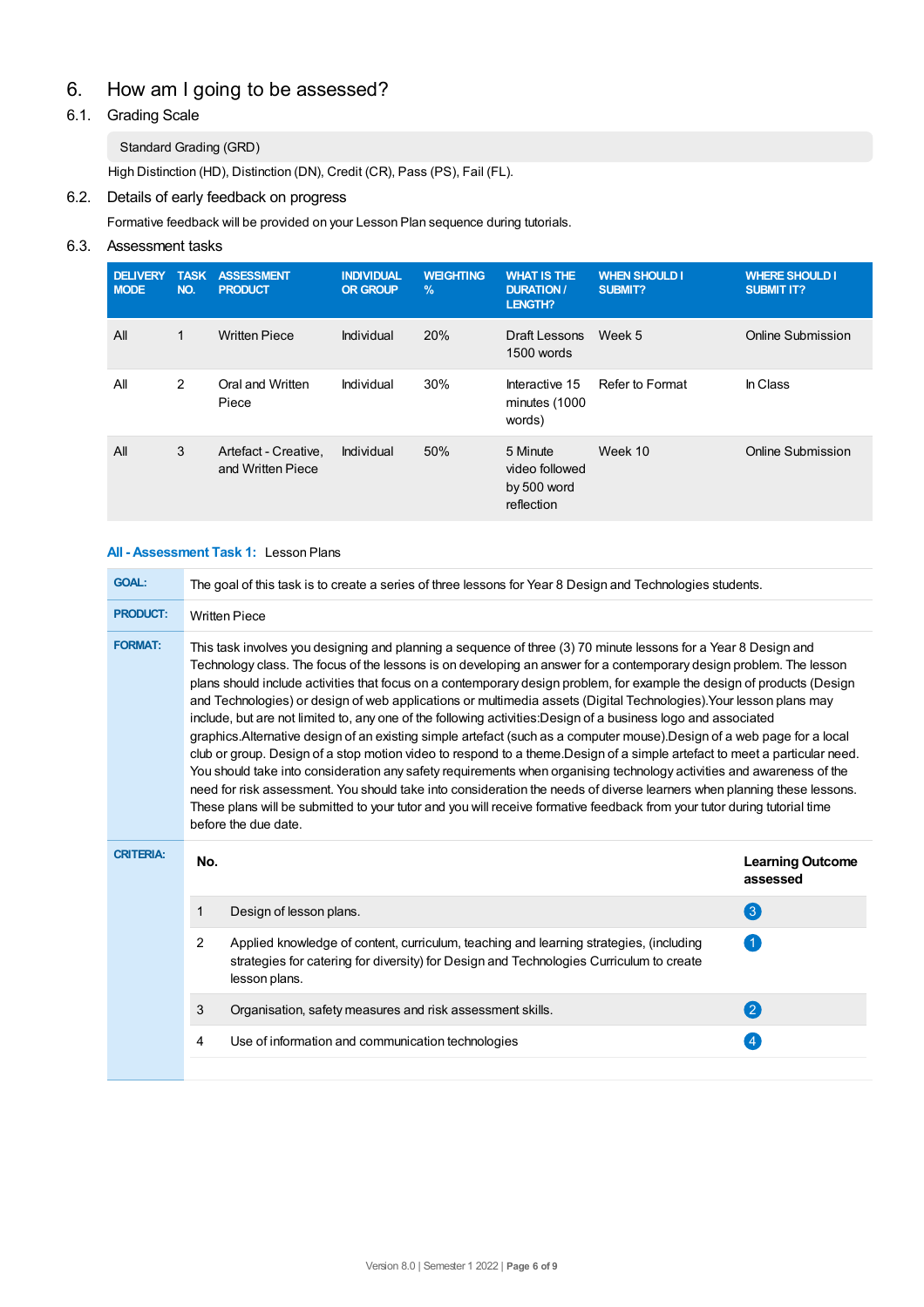# 6. How am I going to be assessed?

## 6.1. Grading Scale

Standard Grading (GRD)

High Distinction (HD), Distinction (DN), Credit (CR), Pass (PS), Fail (FL).

## 6.2. Details of early feedback on progress

Formative feedback will be provided on your Lesson Plan sequence during tutorials.

## 6.3. Assessment tasks

| DELIVERY MODE | TASK NO. | ASSESSMENT PRODUCT | INDIVIDUAL OR GROUP | WEIGHTING % | WHAT IS THE DURATION / LENGTH? | WHEN SHOULD I SUBMIT? | WHERE SHOULD I SUBMIT IT? |
|---|---|---|---|---|---|---|---|
| All | 1 | Written Piece | Individual | 20% | Draft Lessons 1500 words | Week 5 | Online Submission |
| All | 2 | Oral and Written Piece | Individual | 30% | Interactive 15 minutes (1000 words) | Refer to Format | In Class |
| All | 3 | Artefact - Creative, and Written Piece | Individual | 50% | 5 Minute video followed by 500 word reflection | Week 10 | Online Submission |

**All - Assessment Task 1:** Lesson Plans

**GOAL:** The goal of this task is to create a series of three lessons for Year 8 Design and Technologies students.

**PRODUCT:** Written Piece

**FORMAT:** This task involves you designing and planning a sequence of three (3) 70 minute lessons for a Year 8 Design and Technology class. The focus of the lessons is on developing an answer for a contemporary design problem. The lesson plans should include activities that focus on a contemporary design problem, for example the design of products (Design and Technologies) or design of web applications or multimedia assets (Digital Technologies).Your lesson plans may include, but are not limited to, any one of the following activities:Design of a business logo and associated graphics.Alternative design of an existing simple artefact (such as a computer mouse).Design of a web page for a local club or group. Design of a stop motion video to respond to a theme.Design of a simple artefact to meet a particular need. You should take into consideration any safety requirements when organising technology activities and awareness of the need for risk assessment. You should take into consideration the needs of diverse learners when planning these lessons. These plans will be submitted to your tutor and you will receive formative feedback from your tutor during tutorial time before the due date.

**CRITERIA:**

| No. | | Learning Outcome assessed |
|---|---|---|
| 1 | Design of lesson plans. | 3 |
| 2 | Applied knowledge of content, curriculum, teaching and learning strategies, (including strategies for catering for diversity) for Design and Technologies Curriculum to create lesson plans. | 1 |
| 3 | Organisation, safety measures and risk assessment skills. | 2 |
| 4 | Use of information and communication technologies | 4 |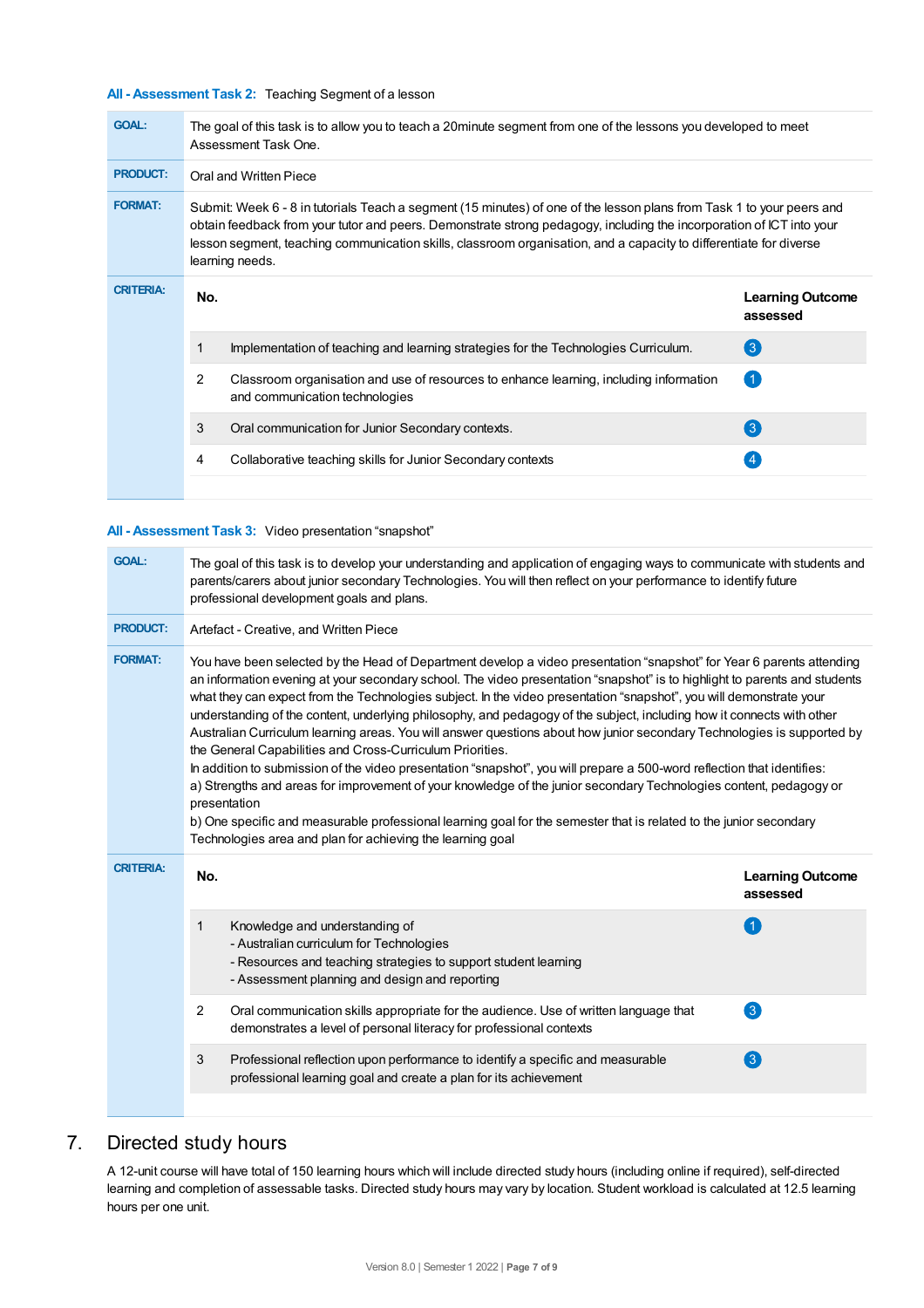**All - Assessment Task 2:** Teaching Segment of a lesson

| | |
|---|---|
| **GOAL:** | The goal of this task is to allow you to teach a 20minute segment from one of the lessons you developed to meet Assessment Task One. |
| **PRODUCT:** | Oral and Written Piece |
| **FORMAT:** | Submit: Week 6 - 8 in tutorials Teach a segment (15 minutes) of one of the lesson plans from Task 1 to your peers and obtain feedback from your tutor and peers. Demonstrate strong pedagogy, including the incorporation of ICT into your lesson segment, teaching communication skills, classroom organisation, and a capacity to differentiate for diverse learning needs. |

**CRITERIA:**

| No. | | Learning Outcome assessed |
|---|---|---|
| 1 | Implementation of teaching and learning strategies for the Technologies Curriculum. | 3 |
| 2 | Classroom organisation and use of resources to enhance learning, including information and communication technologies | 1 |
| 3 | Oral communication for Junior Secondary contexts. | 3 |
| 4 | Collaborative teaching skills for Junior Secondary contexts | 4 |

**All - Assessment Task 3:** Video presentation "snapshot"

| | |
|---|---|
| **GOAL:** | The goal of this task is to develop your understanding and application of engaging ways to communicate with students and parents/carers about junior secondary Technologies. You will then reflect on your performance to identify future professional development goals and plans. |
| **PRODUCT:** | Artefact - Creative, and Written Piece |
| **FORMAT:** | You have been selected by the Head of Department develop a video presentation "snapshot" for Year 6 parents attending an information evening at your secondary school. The video presentation "snapshot" is to highlight to parents and students what they can expect from the Technologies subject. In the video presentation "snapshot", you will demonstrate your understanding of the content, underlying philosophy, and pedagogy of the subject, including how it connects with other Australian Curriculum learning areas. You will answer questions about how junior secondary Technologies is supported by the General Capabilities and Cross-Curriculum Priorities.<br>In addition to submission of the video presentation "snapshot", you will prepare a 500-word reflection that identifies:<br>a) Strengths and areas for improvement of your knowledge of the junior secondary Technologies content, pedagogy or presentation<br>b) One specific and measurable professional learning goal for the semester that is related to the junior secondary Technologies area and plan for achieving the learning goal |

**CRITERIA:**

| No. | | Learning Outcome assessed |
|---|---|---|
| 1 | Knowledge and understanding of<br>- Australian curriculum for Technologies<br>- Resources and teaching strategies to support student learning<br>- Assessment planning and design and reporting | 1 |
| 2 | Oral communication skills appropriate for the audience. Use of written language that demonstrates a level of personal literacy for professional contexts | 3 |
| 3 | Professional reflection upon performance to identify a specific and measurable professional learning goal and create a plan for its achievement | 3 |

## 7. Directed study hours

A 12-unit course will have total of 150 learning hours which will include directed study hours (including online if required), self-directed learning and completion of assessable tasks. Directed study hours may vary by location. Student workload is calculated at 12.5 learning hours per one unit.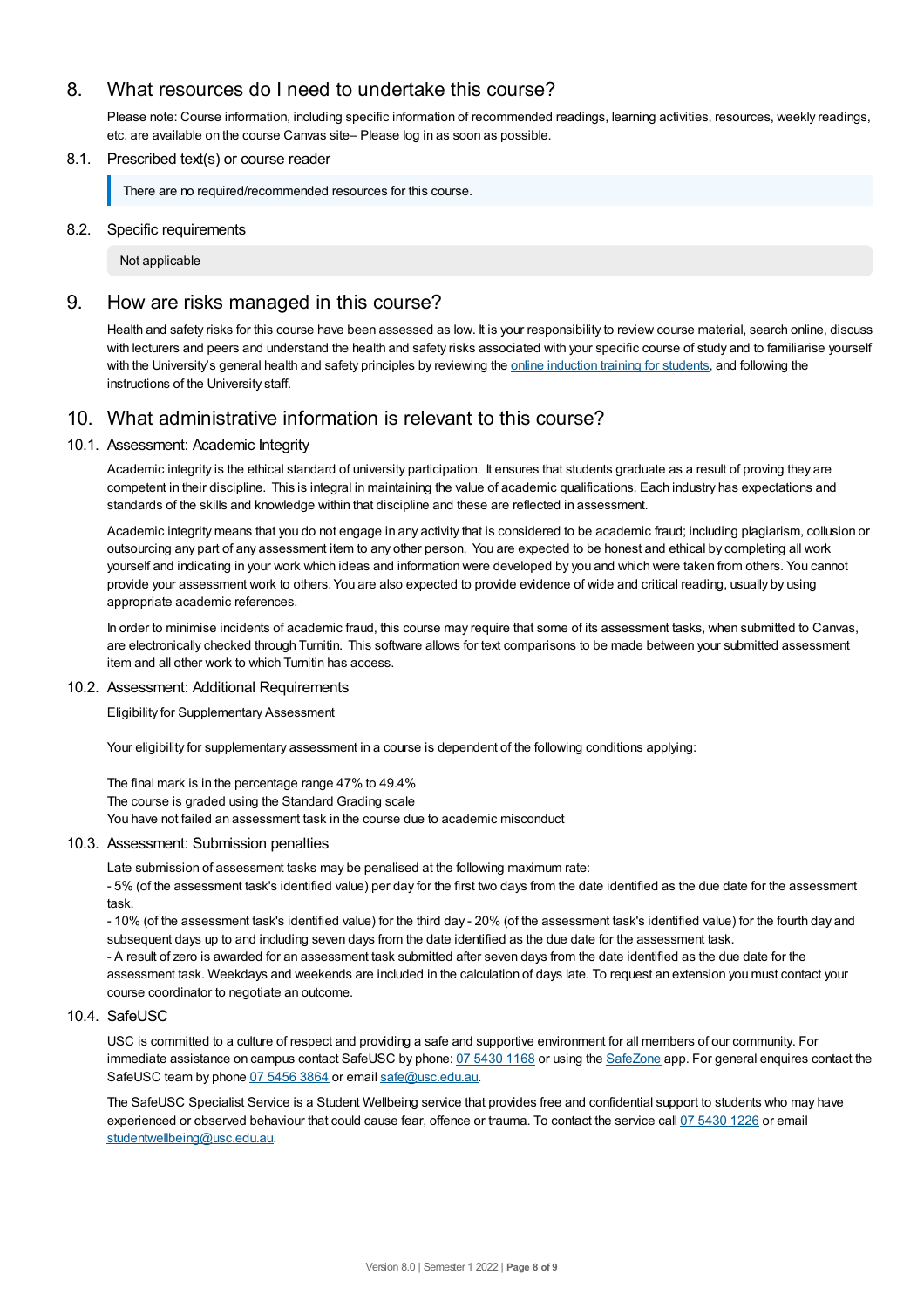## 8. What resources do I need to undertake this course?

Please note: Course information, including specific information of recommended readings, learning activities, resources, weekly readings, etc. are available on the course Canvas site– Please log in as soon as possible.

### 8.1. Prescribed text(s) or course reader

There are no required/recommended resources for this course.

### 8.2. Specific requirements

Not applicable

## 9. How are risks managed in this course?

Health and safety risks for this course have been assessed as low. It is your responsibility to review course material, search online, discuss with lecturers and peers and understand the health and safety risks associated with your specific course of study and to familiarise yourself with the University's general health and safety principles by reviewing the online induction training for students, and following the instructions of the University staff.

## 10. What administrative information is relevant to this course?

### 10.1. Assessment: Academic Integrity

Academic integrity is the ethical standard of university participation. It ensures that students graduate as a result of proving they are competent in their discipline. This is integral in maintaining the value of academic qualifications. Each industry has expectations and standards of the skills and knowledge within that discipline and these are reflected in assessment.

Academic integrity means that you do not engage in any activity that is considered to be academic fraud; including plagiarism, collusion or outsourcing any part of any assessment item to any other person. You are expected to be honest and ethical by completing all work yourself and indicating in your work which ideas and information were developed by you and which were taken from others. You cannot provide your assessment work to others. You are also expected to provide evidence of wide and critical reading, usually by using appropriate academic references.

In order to minimise incidents of academic fraud, this course may require that some of its assessment tasks, when submitted to Canvas, are electronically checked through Turnitin. This software allows for text comparisons to be made between your submitted assessment item and all other work to which Turnitin has access.

### 10.2. Assessment: Additional Requirements

Eligibility for Supplementary Assessment

Your eligibility for supplementary assessment in a course is dependent of the following conditions applying:

The final mark is in the percentage range 47% to 49.4%
The course is graded using the Standard Grading scale
You have not failed an assessment task in the course due to academic misconduct

### 10.3. Assessment: Submission penalties

Late submission of assessment tasks may be penalised at the following maximum rate:
- 5% (of the assessment task's identified value) per day for the first two days from the date identified as the due date for the assessment task.
- 10% (of the assessment task's identified value) for the third day - 20% (of the assessment task's identified value) for the fourth day and subsequent days up to and including seven days from the date identified as the due date for the assessment task.
- A result of zero is awarded for an assessment task submitted after seven days from the date identified as the due date for the assessment task. Weekdays and weekends are included in the calculation of days late. To request an extension you must contact your course coordinator to negotiate an outcome.

### 10.4. SafeUSC

USC is committed to a culture of respect and providing a safe and supportive environment for all members of our community. For immediate assistance on campus contact SafeUSC by phone: 07 5430 1168 or using the SafeZone app. For general enquires contact the SafeUSC team by phone 07 5456 3864 or email safe@usc.edu.au.

The SafeUSC Specialist Service is a Student Wellbeing service that provides free and confidential support to students who may have experienced or observed behaviour that could cause fear, offence or trauma. To contact the service call 07 5430 1226 or email studentwellbeing@usc.edu.au.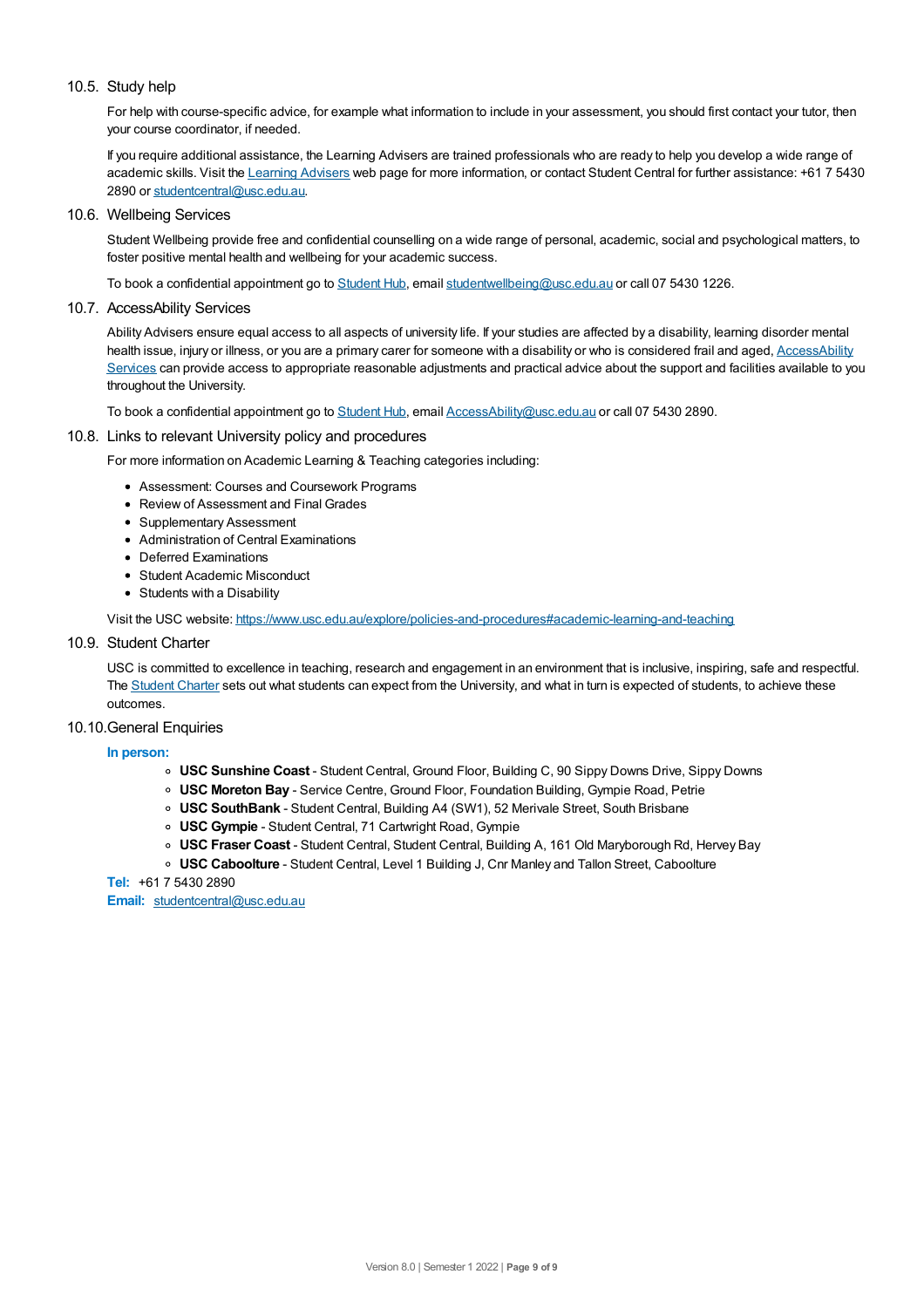### 10.5. Study help

For help with course-specific advice, for example what information to include in your assessment, you should first contact your tutor, then your course coordinator, if needed.

If you require additional assistance, the Learning Advisers are trained professionals who are ready to help you develop a wide range of academic skills. Visit the Learning Advisers web page for more information, or contact Student Central for further assistance: +61 7 5430 2890 or studentcentral@usc.edu.au.

### 10.6. Wellbeing Services

Student Wellbeing provide free and confidential counselling on a wide range of personal, academic, social and psychological matters, to foster positive mental health and wellbeing for your academic success.

To book a confidential appointment go to Student Hub, email studentwellbeing@usc.edu.au or call 07 5430 1226.

### 10.7. AccessAbility Services

Ability Advisers ensure equal access to all aspects of university life. If your studies are affected by a disability, learning disorder mental health issue, injury or illness, or you are a primary carer for someone with a disability or who is considered frail and aged, AccessAbility Services can provide access to appropriate reasonable adjustments and practical advice about the support and facilities available to you throughout the University.

To book a confidential appointment go to Student Hub, email AccessAbility@usc.edu.au or call 07 5430 2890.

### 10.8. Links to relevant University policy and procedures

For more information on Academic Learning & Teaching categories including:

- Assessment: Courses and Coursework Programs
- Review of Assessment and Final Grades
- Supplementary Assessment
- Administration of Central Examinations
- Deferred Examinations
- Student Academic Misconduct
- Students with a Disability

Visit the USC website: https://www.usc.edu.au/explore/policies-and-procedures#academic-learning-and-teaching

### 10.9. Student Charter

USC is committed to excellence in teaching, research and engagement in an environment that is inclusive, inspiring, safe and respectful. The Student Charter sets out what students can expect from the University, and what in turn is expected of students, to achieve these outcomes.

### 10.10. General Enquiries

**In person:**

- **USC Sunshine Coast** - Student Central, Ground Floor, Building C, 90 Sippy Downs Drive, Sippy Downs
- **USC Moreton Bay** - Service Centre, Ground Floor, Foundation Building, Gympie Road, Petrie
- **USC SouthBank** - Student Central, Building A4 (SW1), 52 Merivale Street, South Brisbane
- **USC Gympie** - Student Central, 71 Cartwright Road, Gympie
- **USC Fraser Coast** - Student Central, Student Central, Building A, 161 Old Maryborough Rd, Hervey Bay
- **USC Caboolture** - Student Central, Level 1 Building J, Cnr Manley and Tallon Street, Caboolture

**Tel:** +61 7 5430 2890

**Email:** studentcentral@usc.edu.au